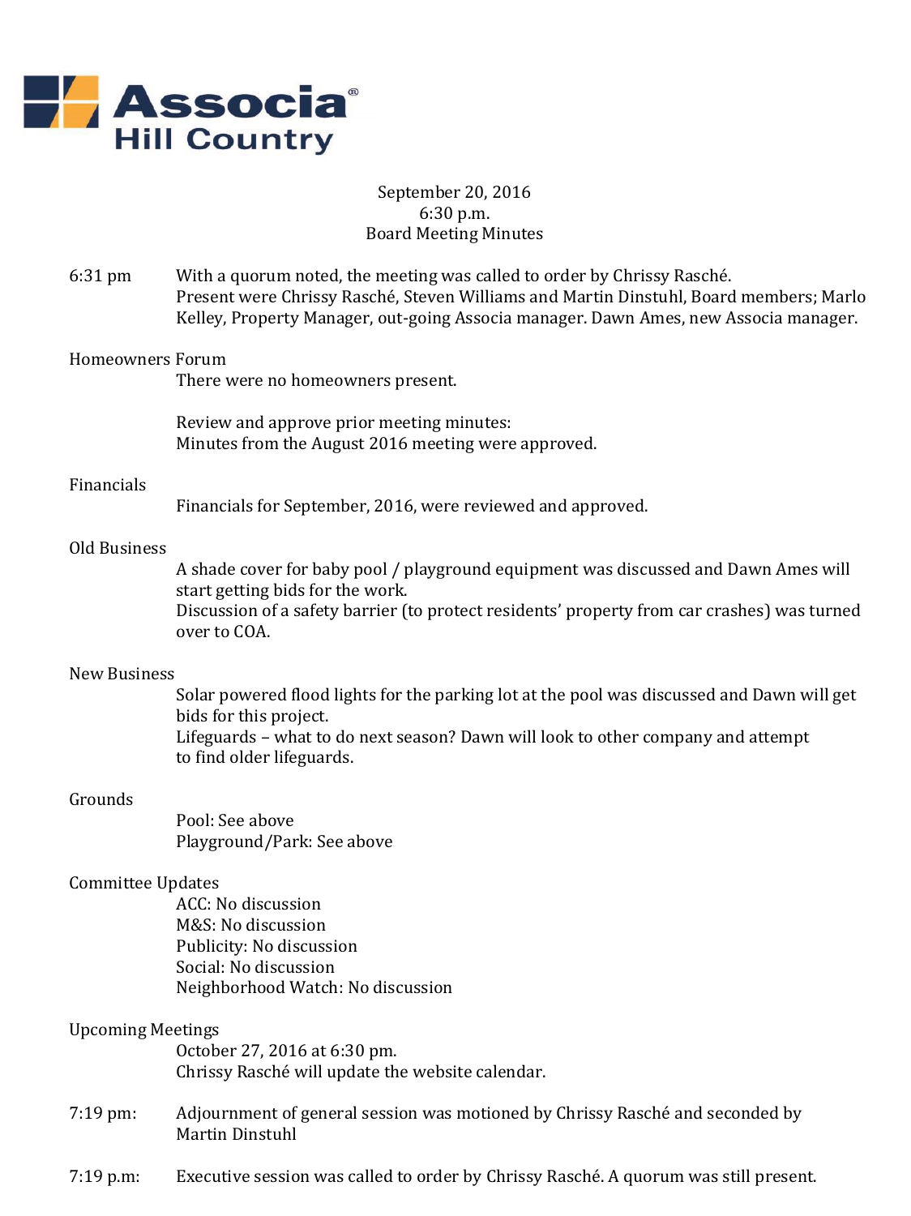**Associa Hill Country**

September 20, 2016
6:30 p.m.
Board Meeting Minutes

6:31 pm — With a quorum noted, the meeting was called to order by Chrissy Rasché. Present were Chrissy Rasché, Steven Williams and Martin Dinstuhl, Board members; Marlo Kelley, Property Manager, out-going Associa manager. Dawn Ames, new Associa manager.

## Homeowners Forum

There were no homeowners present.

Review and approve prior meeting minutes:
Minutes from the August 2016 meeting were approved.

## Financials

Financials for September, 2016, were reviewed and approved.

## Old Business

A shade cover for baby pool / playground equipment was discussed and Dawn Ames will start getting bids for the work.
Discussion of a safety barrier (to protect residents' property from car crashes) was turned over to COA.

## New Business

Solar powered flood lights for the parking lot at the pool was discussed and Dawn will get bids for this project.
Lifeguards – what to do next season? Dawn will look to other company and attempt to find older lifeguards.

## Grounds

Pool: See above
Playground/Park: See above

## Committee Updates

ACC: No discussion
M&S: No discussion
Publicity: No discussion
Social: No discussion
Neighborhood Watch: No discussion

## Upcoming Meetings

October 27, 2016 at 6:30 pm.
Chrissy Rasché will update the website calendar.

7:19 pm: — Adjournment of general session was motioned by Chrissy Rasché and seconded by Martin Dinstuhl

7:19 p.m: — Executive session was called to order by Chrissy Rasché. A quorum was still present.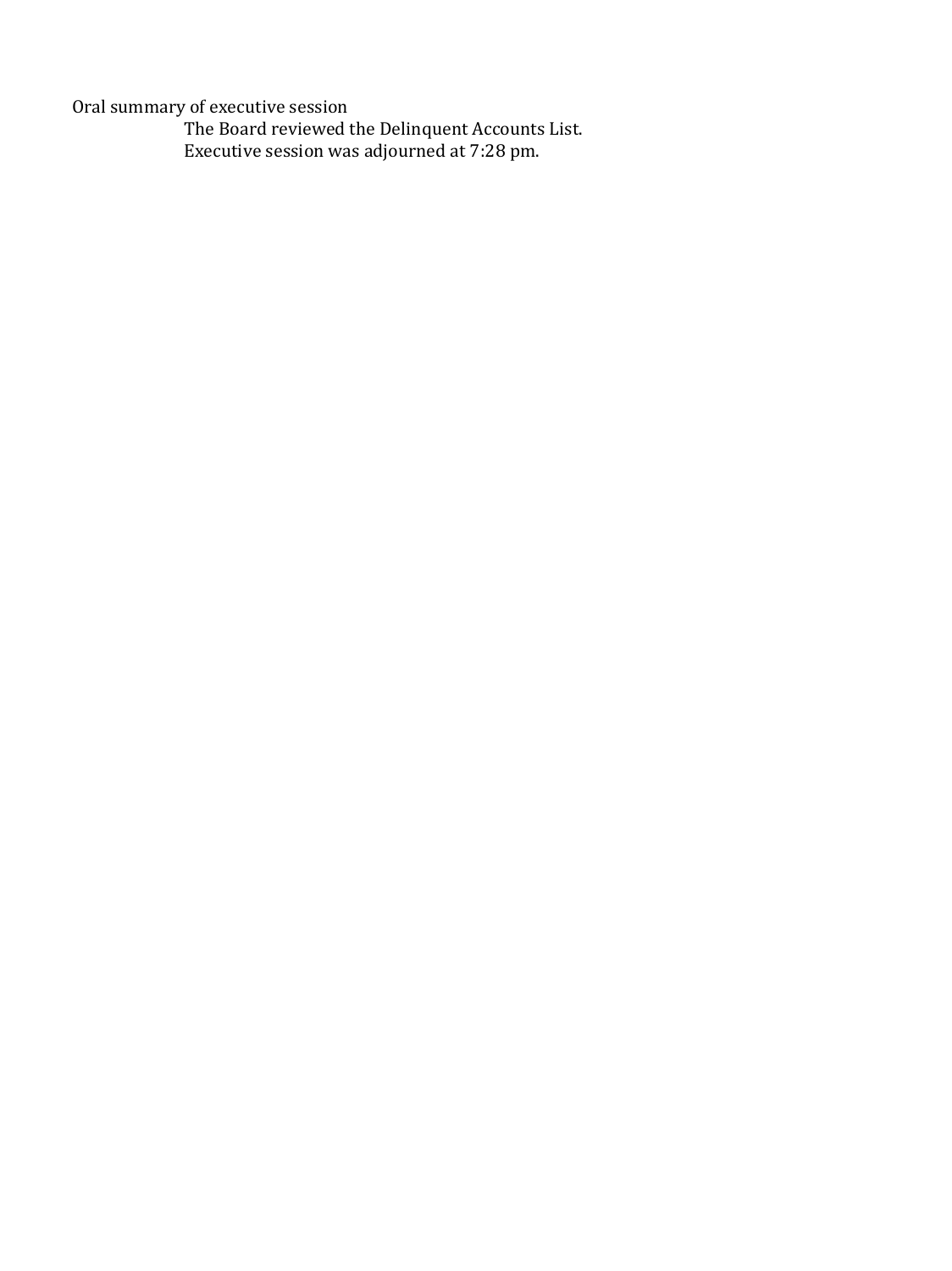Oral summary of executive session

The Board reviewed the Delinquent Accounts List.

Executive session was adjourned at 7:28 pm.